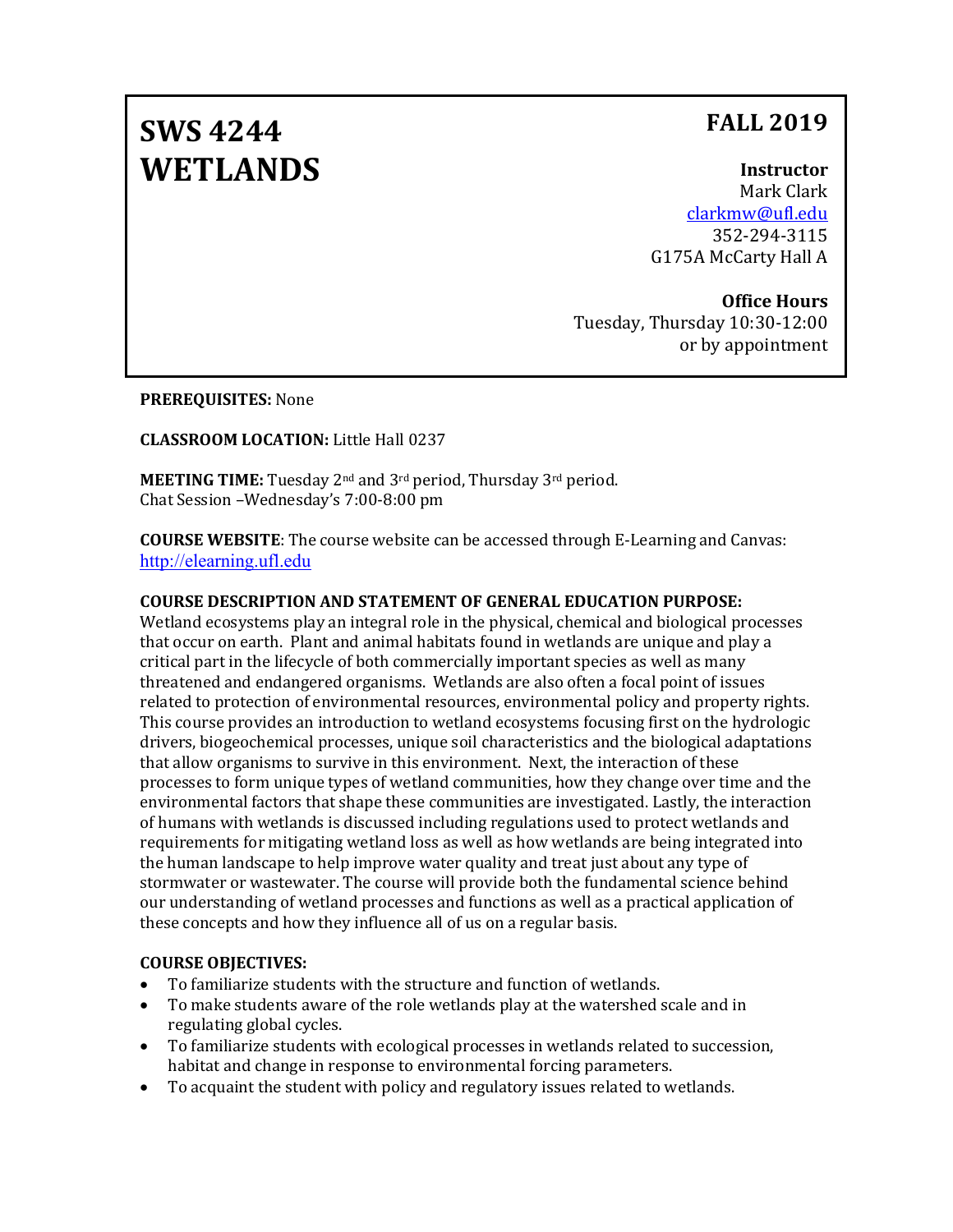# SWS 4244 WETLANDS

## FALL 2019

**Instructor**
Mark Clark
clarkmw@ufl.edu
352-294-3115
G175A McCarty Hall A

**Office Hours**
Tuesday, Thursday 10:30-12:00
or by appointment

**PREREQUISITES:** None

**CLASSROOM LOCATION:** Little Hall 0237

**MEETING TIME:** Tuesday 2nd and 3rd period, Thursday 3rd period.
Chat Session –Wednesday's 7:00-8:00 pm

**COURSE WEBSITE**: The course website can be accessed through E-Learning and Canvas: http://elearning.ufl.edu

**COURSE DESCRIPTION AND STATEMENT OF GENERAL EDUCATION PURPOSE:**
Wetland ecosystems play an integral role in the physical, chemical and biological processes that occur on earth. Plant and animal habitats found in wetlands are unique and play a critical part in the lifecycle of both commercially important species as well as many threatened and endangered organisms. Wetlands are also often a focal point of issues related to protection of environmental resources, environmental policy and property rights. This course provides an introduction to wetland ecosystems focusing first on the hydrologic drivers, biogeochemical processes, unique soil characteristics and the biological adaptations that allow organisms to survive in this environment. Next, the interaction of these processes to form unique types of wetland communities, how they change over time and the environmental factors that shape these communities are investigated. Lastly, the interaction of humans with wetlands is discussed including regulations used to protect wetlands and requirements for mitigating wetland loss as well as how wetlands are being integrated into the human landscape to help improve water quality and treat just about any type of stormwater or wastewater. The course will provide both the fundamental science behind our understanding of wetland processes and functions as well as a practical application of these concepts and how they influence all of us on a regular basis.

**COURSE OBJECTIVES:**

- To familiarize students with the structure and function of wetlands.
- To make students aware of the role wetlands play at the watershed scale and in regulating global cycles.
- To familiarize students with ecological processes in wetlands related to succession, habitat and change in response to environmental forcing parameters.
- To acquaint the student with policy and regulatory issues related to wetlands.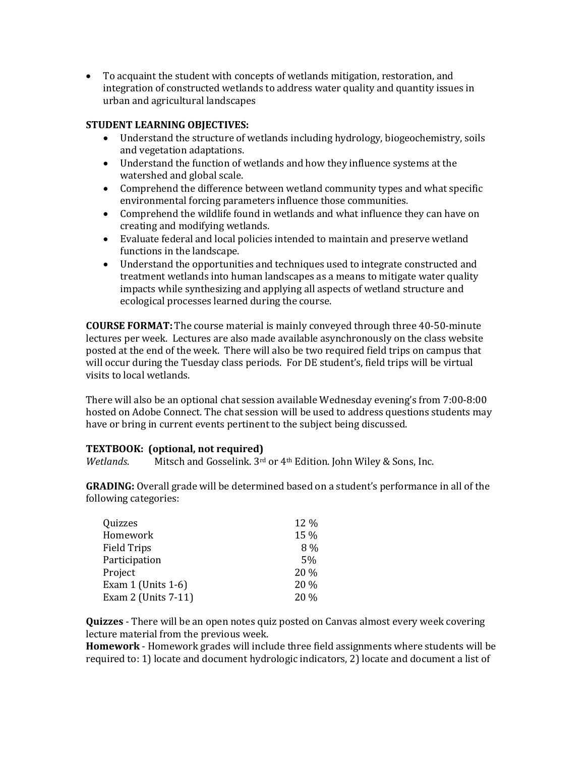- To acquaint the student with concepts of wetlands mitigation, restoration, and integration of constructed wetlands to address water quality and quantity issues in urban and agricultural landscapes

**STUDENT LEARNING OBJECTIVES:**

- Understand the structure of wetlands including hydrology, biogeochemistry, soils and vegetation adaptations.
- Understand the function of wetlands and how they influence systems at the watershed and global scale.
- Comprehend the difference between wetland community types and what specific environmental forcing parameters influence those communities.
- Comprehend the wildlife found in wetlands and what influence they can have on creating and modifying wetlands.
- Evaluate federal and local policies intended to maintain and preserve wetland functions in the landscape.
- Understand the opportunities and techniques used to integrate constructed and treatment wetlands into human landscapes as a means to mitigate water quality impacts while synthesizing and applying all aspects of wetland structure and ecological processes learned during the course.

**COURSE FORMAT:** The course material is mainly conveyed through three 40-50-minute lectures per week. Lectures are also made available asynchronously on the class website posted at the end of the week. There will also be two required field trips on campus that will occur during the Tuesday class periods. For DE student's, field trips will be virtual visits to local wetlands.

There will also be an optional chat session available Wednesday evening's from 7:00-8:00 hosted on Adobe Connect. The chat session will be used to address questions students may have or bring in current events pertinent to the subject being discussed.

**TEXTBOOK: (optional, not required)**
*Wetlands*. Mitsch and Gosselink. 3rd or 4th Edition. John Wiley & Sons, Inc.

**GRADING:** Overall grade will be determined based on a student's performance in all of the following categories:

| Category | Weight |
|---|---|
| Quizzes | 12 % |
| Homework | 15 % |
| Field Trips | 8 % |
| Participation | 5% |
| Project | 20 % |
| Exam 1 (Units 1-6) | 20 % |
| Exam 2 (Units 7-11) | 20 % |

**Quizzes** - There will be an open notes quiz posted on Canvas almost every week covering lecture material from the previous week.
**Homework** - Homework grades will include three field assignments where students will be required to: 1) locate and document hydrologic indicators, 2) locate and document a list of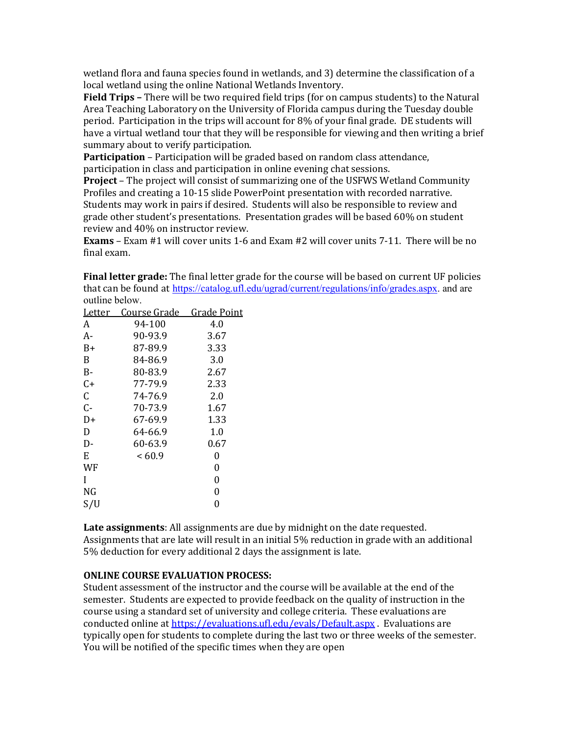wetland flora and fauna species found in wetlands, and 3) determine the classification of a local wetland using the online National Wetlands Inventory.

**Field Trips –** There will be two required field trips (for on campus students) to the Natural Area Teaching Laboratory on the University of Florida campus during the Tuesday double period. Participation in the trips will account for 8% of your final grade. DE students will have a virtual wetland tour that they will be responsible for viewing and then writing a brief summary about to verify participation.

**Participation** – Participation will be graded based on random class attendance, participation in class and participation in online evening chat sessions.

**Project** – The project will consist of summarizing one of the USFWS Wetland Community Profiles and creating a 10-15 slide PowerPoint presentation with recorded narrative. Students may work in pairs if desired. Students will also be responsible to review and grade other student's presentations. Presentation grades will be based 60% on student review and 40% on instructor review.

**Exams** – Exam #1 will cover units 1-6 and Exam #2 will cover units 7-11. There will be no final exam.

**Final letter grade:** The final letter grade for the course will be based on current UF policies that can be found at https://catalog.ufl.edu/ugrad/current/regulations/info/grades.aspx. and are outline below.

| Letter | Course Grade | Grade Point |
|---|---|---|
| A | 94-100 | 4.0 |
| A- | 90-93.9 | 3.67 |
| B+ | 87-89.9 | 3.33 |
| B | 84-86.9 | 3.0 |
| B- | 80-83.9 | 2.67 |
| C+ | 77-79.9 | 2.33 |
| C | 74-76.9 | 2.0 |
| C- | 70-73.9 | 1.67 |
| D+ | 67-69.9 | 1.33 |
| D | 64-66.9 | 1.0 |
| D- | 60-63.9 | 0.67 |
| E | < 60.9 | 0 |
| WF | | 0 |
| I | | 0 |
| NG | | 0 |
| S/U | | 0 |

**Late assignments**: All assignments are due by midnight on the date requested. Assignments that are late will result in an initial 5% reduction in grade with an additional 5% deduction for every additional 2 days the assignment is late.

**ONLINE COURSE EVALUATION PROCESS:**

Student assessment of the instructor and the course will be available at the end of the semester. Students are expected to provide feedback on the quality of instruction in the course using a standard set of university and college criteria. These evaluations are conducted online at https://evaluations.ufl.edu/evals/Default.aspx . Evaluations are typically open for students to complete during the last two or three weeks of the semester. You will be notified of the specific times when they are open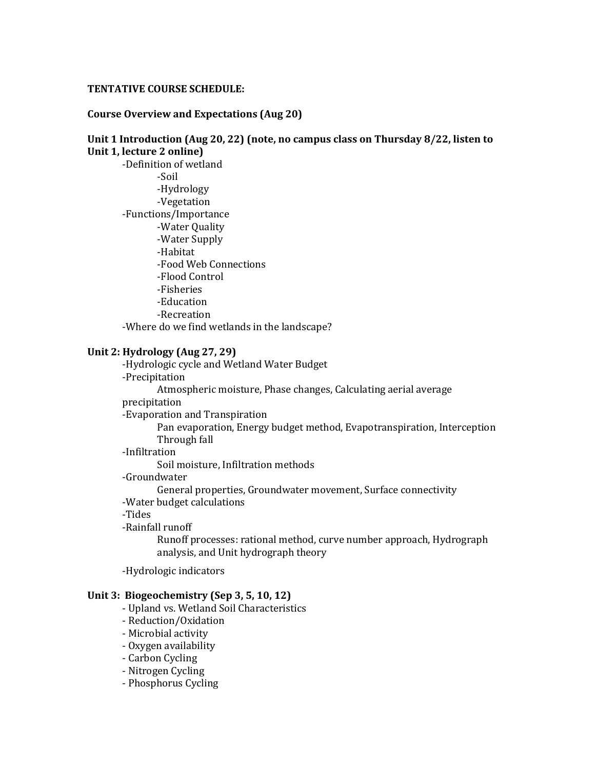**TENTATIVE COURSE SCHEDULE:**

**Course Overview and Expectations (Aug 20)**

**Unit 1 Introduction (Aug 20, 22) (note, no campus class on Thursday 8/22, listen to Unit 1, lecture 2 online)**

- -Definition of wetland
  - -Soil
  - -Hydrology
  - -Vegetation
- -Functions/Importance
  - -Water Quality
  - -Water Supply
  - -Habitat
  - -Food Web Connections
  - -Flood Control
  - -Fisheries
  - -Education
  - -Recreation
- -Where do we find wetlands in the landscape?

**Unit 2: Hydrology (Aug 27, 29)**

- -Hydrologic cycle and Wetland Water Budget
- -Precipitation
  - Atmospheric moisture, Phase changes, Calculating aerial average precipitation
- -Evaporation and Transpiration
  - Pan evaporation, Energy budget method, Evapotranspiration, Interception Through fall
- -Infiltration
  - Soil moisture, Infiltration methods
- -Groundwater
  - General properties, Groundwater movement, Surface connectivity
- -Water budget calculations
- -Tides
- -Rainfall runoff
  - Runoff processes: rational method, curve number approach, Hydrograph analysis, and Unit hydrograph theory
- -Hydrologic indicators

**Unit 3: Biogeochemistry (Sep 3, 5, 10, 12)**

- Upland vs. Wetland Soil Characteristics
- Reduction/Oxidation
- Microbial activity
- Oxygen availability
- Carbon Cycling
- Nitrogen Cycling
- Phosphorus Cycling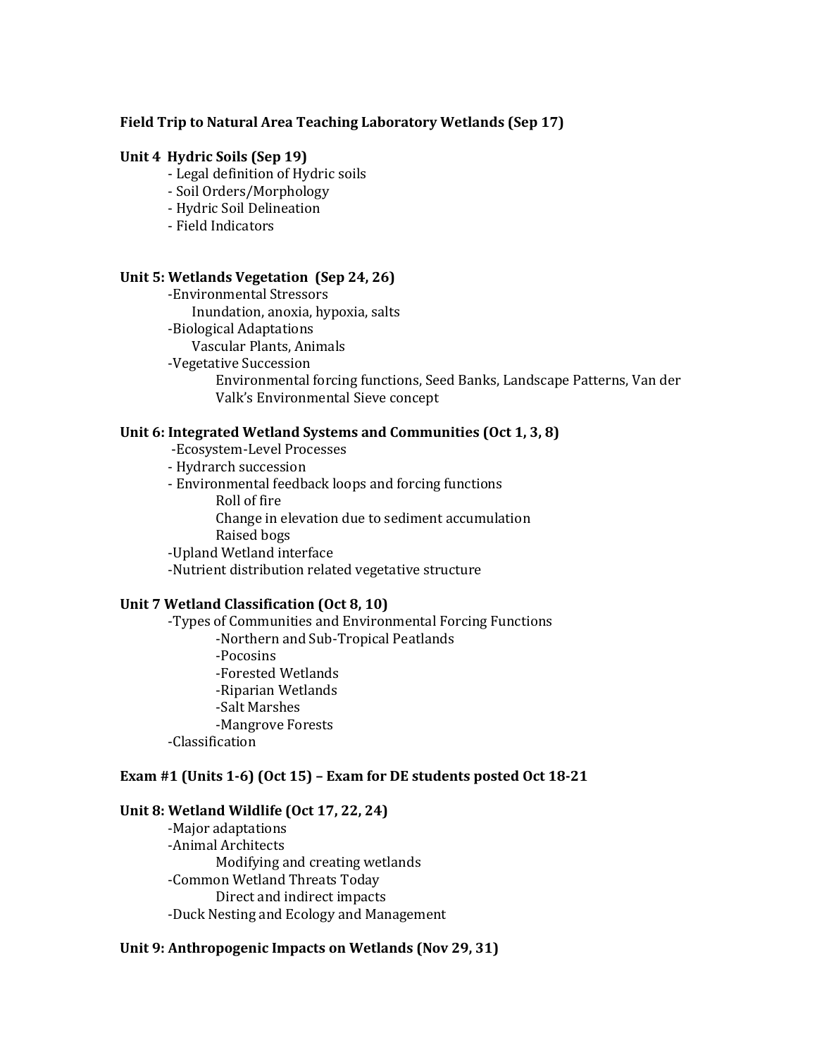**Field Trip to Natural Area Teaching Laboratory Wetlands (Sep 17)**

**Unit 4 Hydric Soils (Sep 19)**

- Legal definition of Hydric soils
- Soil Orders/Morphology
- Hydric Soil Delineation
- Field Indicators

**Unit 5: Wetlands Vegetation (Sep 24, 26)**

- Environmental Stressors
  - Inundation, anoxia, hypoxia, salts
- Biological Adaptations
  - Vascular Plants, Animals
- Vegetative Succession
  - Environmental forcing functions, Seed Banks, Landscape Patterns, Van der Valk's Environmental Sieve concept

**Unit 6: Integrated Wetland Systems and Communities (Oct 1, 3, 8)**

- Ecosystem-Level Processes
- Hydrarch succession
- Environmental feedback loops and forcing functions
  - Roll of fire
  - Change in elevation due to sediment accumulation
  - Raised bogs
- Upland Wetland interface
- Nutrient distribution related vegetative structure

**Unit 7 Wetland Classification (Oct 8, 10)**

- Types of Communities and Environmental Forcing Functions
  - Northern and Sub-Tropical Peatlands
  - Pocosins
  - Forested Wetlands
  - Riparian Wetlands
  - Salt Marshes
  - Mangrove Forests
- Classification

**Exam #1 (Units 1-6) (Oct 15) – Exam for DE students posted Oct 18-21**

**Unit 8: Wetland Wildlife (Oct 17, 22, 24)**

- Major adaptations
- Animal Architects
  - Modifying and creating wetlands
- Common Wetland Threats Today
  - Direct and indirect impacts
- Duck Nesting and Ecology and Management

**Unit 9: Anthropogenic Impacts on Wetlands (Nov 29, 31)**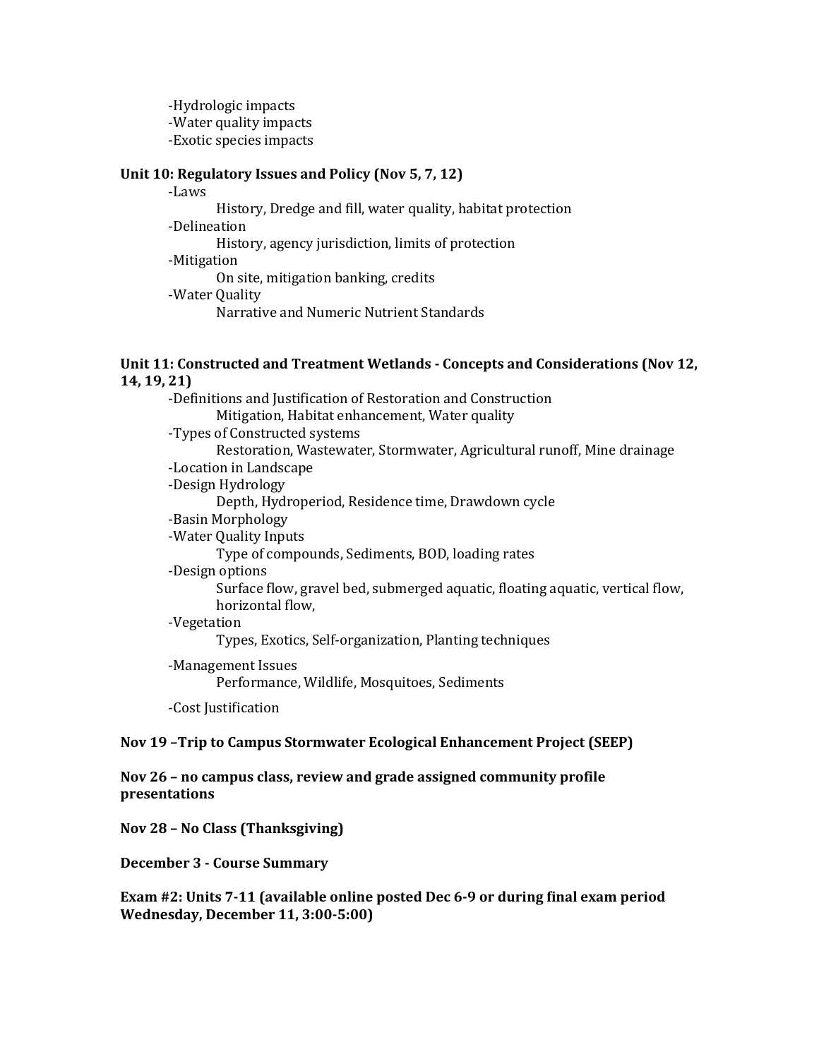- -Hydrologic impacts
- -Water quality impacts
- -Exotic species impacts

**Unit 10: Regulatory Issues and Policy (Nov 5, 7, 12)**

-Laws
  History, Dredge and fill, water quality, habitat protection
-Delineation
  History, agency jurisdiction, limits of protection
-Mitigation
  On site, mitigation banking, credits
-Water Quality
  Narrative and Numeric Nutrient Standards

**Unit 11: Constructed and Treatment Wetlands - Concepts and Considerations (Nov 12, 14, 19, 21)**

-Definitions and Justification of Restoration and Construction
  Mitigation, Habitat enhancement, Water quality
-Types of Constructed systems
  Restoration, Wastewater, Stormwater, Agricultural runoff, Mine drainage
-Location in Landscape
-Design Hydrology
  Depth, Hydroperiod, Residence time, Drawdown cycle
-Basin Morphology
-Water Quality Inputs
  Type of compounds, Sediments, BOD, loading rates
-Design options
  Surface flow, gravel bed, submerged aquatic, floating aquatic, vertical flow, horizontal flow,
-Vegetation
  Types, Exotics, Self-organization, Planting techniques

-Management Issues
  Performance, Wildlife, Mosquitoes, Sediments

-Cost Justification

**Nov 19 –Trip to Campus Stormwater Ecological Enhancement Project (SEEP)**

**Nov 26 – no campus class, review and grade assigned community profile presentations**

**Nov 28 – No Class (Thanksgiving)**

**December 3 - Course Summary**

**Exam #2: Units 7-11 (available online posted Dec 6-9 or during final exam period Wednesday, December 11, 3:00-5:00)**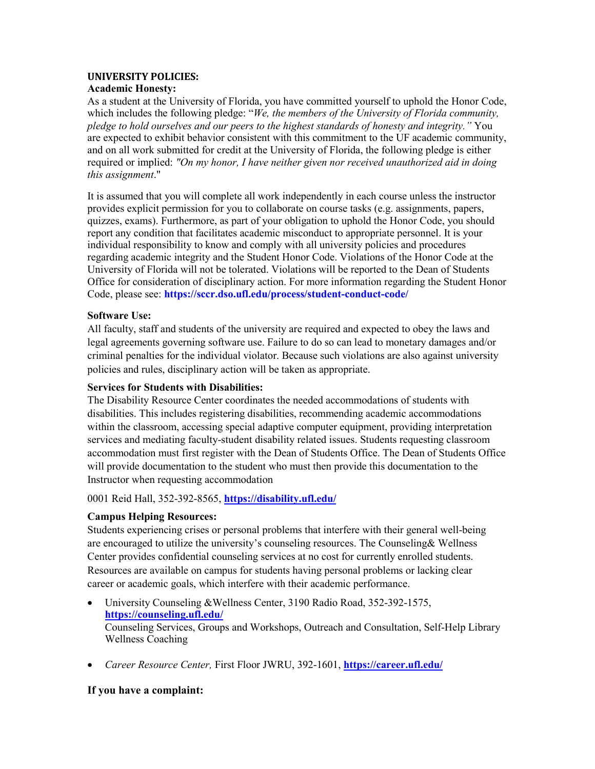## UNIVERSITY POLICIES:

### Academic Honesty:

As a student at the University of Florida, you have committed yourself to uphold the Honor Code, which includes the following pledge: "*We, the members of the University of Florida community, pledge to hold ourselves and our peers to the highest standards of honesty and integrity.*" You are expected to exhibit behavior consistent with this commitment to the UF academic community, and on all work submitted for credit at the University of Florida, the following pledge is either required or implied: *"On my honor, I have neither given nor received unauthorized aid in doing this assignment*."

It is assumed that you will complete all work independently in each course unless the instructor provides explicit permission for you to collaborate on course tasks (e.g. assignments, papers, quizzes, exams). Furthermore, as part of your obligation to uphold the Honor Code, you should report any condition that facilitates academic misconduct to appropriate personnel. It is your individual responsibility to know and comply with all university policies and procedures regarding academic integrity and the Student Honor Code. Violations of the Honor Code at the University of Florida will not be tolerated. Violations will be reported to the Dean of Students Office for consideration of disciplinary action. For more information regarding the Student Honor Code, please see: **https://sccr.dso.ufl.edu/process/student-conduct-code/**

### Software Use:

All faculty, staff and students of the university are required and expected to obey the laws and legal agreements governing software use. Failure to do so can lead to monetary damages and/or criminal penalties for the individual violator. Because such violations are also against university policies and rules, disciplinary action will be taken as appropriate.

### Services for Students with Disabilities:

The Disability Resource Center coordinates the needed accommodations of students with disabilities. This includes registering disabilities, recommending academic accommodations within the classroom, accessing special adaptive computer equipment, providing interpretation services and mediating faculty-student disability related issues. Students requesting classroom accommodation must first register with the Dean of Students Office. The Dean of Students Office will provide documentation to the student who must then provide this documentation to the Instructor when requesting accommodation

0001 Reid Hall, 352-392-8565, **https://disability.ufl.edu/**

### Campus Helping Resources:

Students experiencing crises or personal problems that interfere with their general well-being are encouraged to utilize the university's counseling resources. The Counseling& Wellness Center provides confidential counseling services at no cost for currently enrolled students. Resources are available on campus for students having personal problems or lacking clear career or academic goals, which interfere with their academic performance.

- University Counseling &Wellness Center, 3190 Radio Road, 352-392-1575, **https://counseling.ufl.edu/**
  Counseling Services, Groups and Workshops, Outreach and Consultation, Self-Help Library Wellness Coaching

- *Career Resource Center,* First Floor JWRU, 392-1601, **https://career.ufl.edu/**

### If you have a complaint: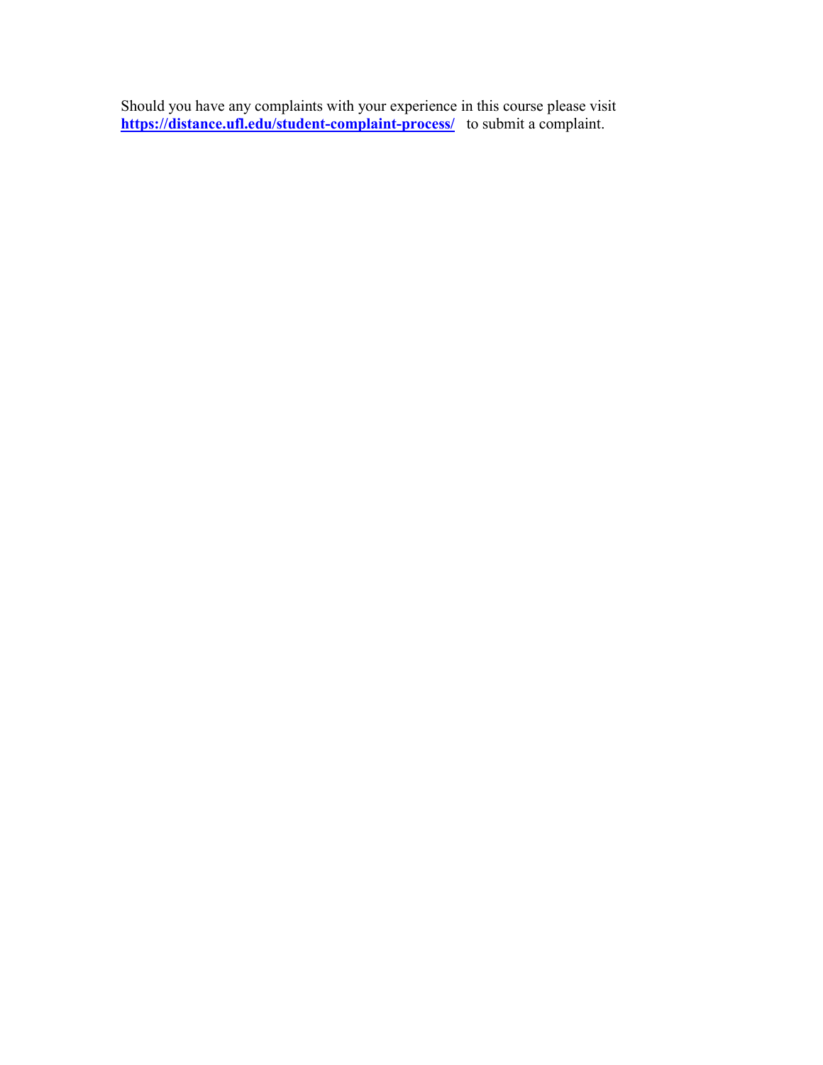Should you have any complaints with your experience in this course please visit **https://distance.ufl.edu/student-complaint-process/** to submit a complaint.